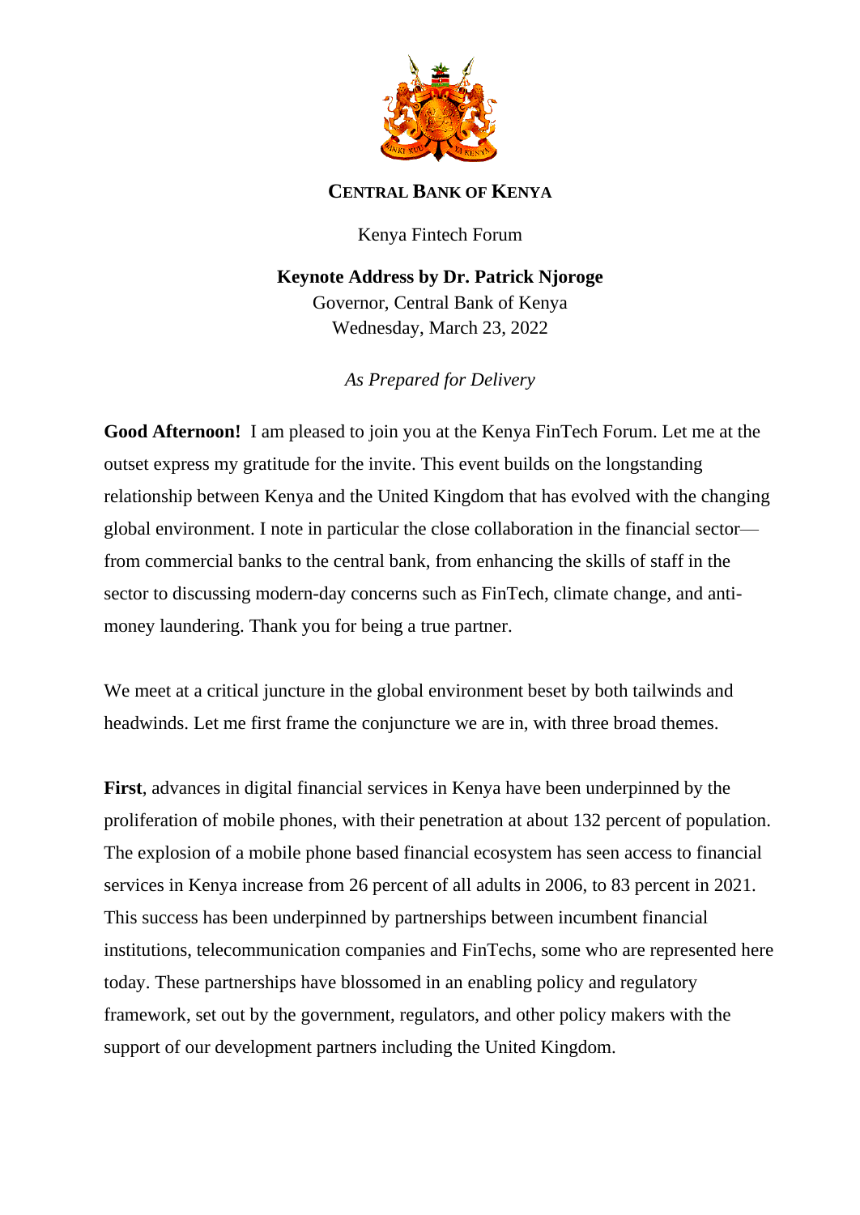**CENTRAL BANK OF KENYA**

Kenya Fintech Forum

**Keynote Address by Dr. Patrick Njoroge**
Governor, Central Bank of Kenya
Wednesday, March 23, 2022

*As Prepared for Delivery*

**Good Afternoon!** I am pleased to join you at the Kenya FinTech Forum. Let me at the outset express my gratitude for the invite. This event builds on the longstanding relationship between Kenya and the United Kingdom that has evolved with the changing global environment. I note in particular the close collaboration in the financial sector—from commercial banks to the central bank, from enhancing the skills of staff in the sector to discussing modern-day concerns such as FinTech, climate change, and anti-money laundering. Thank you for being a true partner.

We meet at a critical juncture in the global environment beset by both tailwinds and headwinds. Let me first frame the conjuncture we are in, with three broad themes.

**First**, advances in digital financial services in Kenya have been underpinned by the proliferation of mobile phones, with their penetration at about 132 percent of population. The explosion of a mobile phone based financial ecosystem has seen access to financial services in Kenya increase from 26 percent of all adults in 2006, to 83 percent in 2021. This success has been underpinned by partnerships between incumbent financial institutions, telecommunication companies and FinTechs, some who are represented here today. These partnerships have blossomed in an enabling policy and regulatory framework, set out by the government, regulators, and other policy makers with the support of our development partners including the United Kingdom.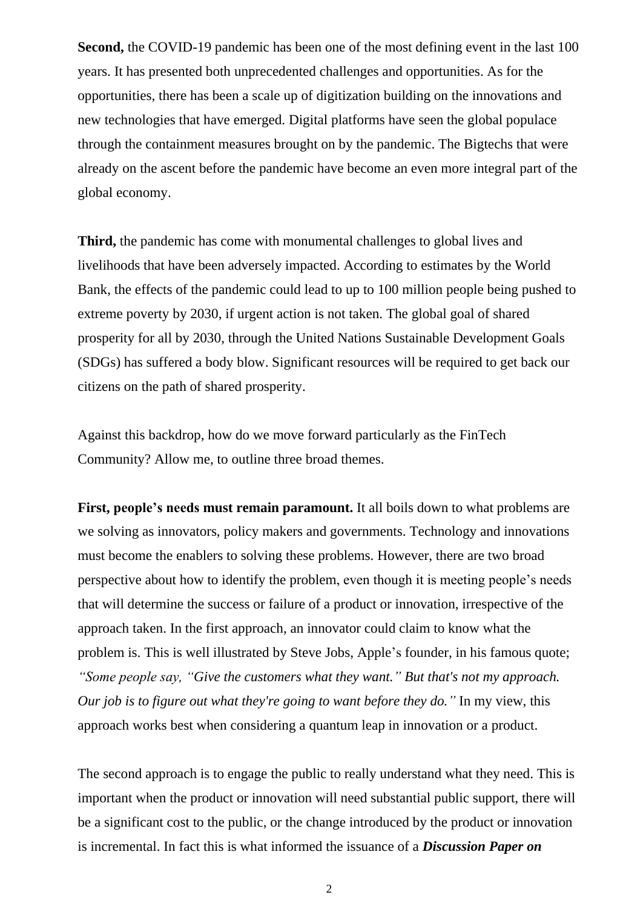**Second,** the COVID-19 pandemic has been one of the most defining event in the last 100 years. It has presented both unprecedented challenges and opportunities. As for the opportunities, there has been a scale up of digitization building on the innovations and new technologies that have emerged. Digital platforms have seen the global populace through the containment measures brought on by the pandemic. The Bigtechs that were already on the ascent before the pandemic have become an even more integral part of the global economy.

**Third,** the pandemic has come with monumental challenges to global lives and livelihoods that have been adversely impacted. According to estimates by the World Bank, the effects of the pandemic could lead to up to 100 million people being pushed to extreme poverty by 2030, if urgent action is not taken. The global goal of shared prosperity for all by 2030, through the United Nations Sustainable Development Goals (SDGs) has suffered a body blow. Significant resources will be required to get back our citizens on the path of shared prosperity.

Against this backdrop, how do we move forward particularly as the FinTech Community? Allow me, to outline three broad themes.

**First, people's needs must remain paramount.** It all boils down to what problems are we solving as innovators, policy makers and governments. Technology and innovations must become the enablers to solving these problems. However, there are two broad perspective about how to identify the problem, even though it is meeting people's needs that will determine the success or failure of a product or innovation, irrespective of the approach taken. In the first approach, an innovator could claim to know what the problem is. This is well illustrated by Steve Jobs, Apple's founder, in his famous quote; *"Some people say, "Give the customers what they want." But that's not my approach. Our job is to figure out what they're going to want before they do."* In my view, this approach works best when considering a quantum leap in innovation or a product.

The second approach is to engage the public to really understand what they need. This is important when the product or innovation will need substantial public support, there will be a significant cost to the public, or the change introduced by the product or innovation is incremental. In fact this is what informed the issuance of a ***Discussion Paper on***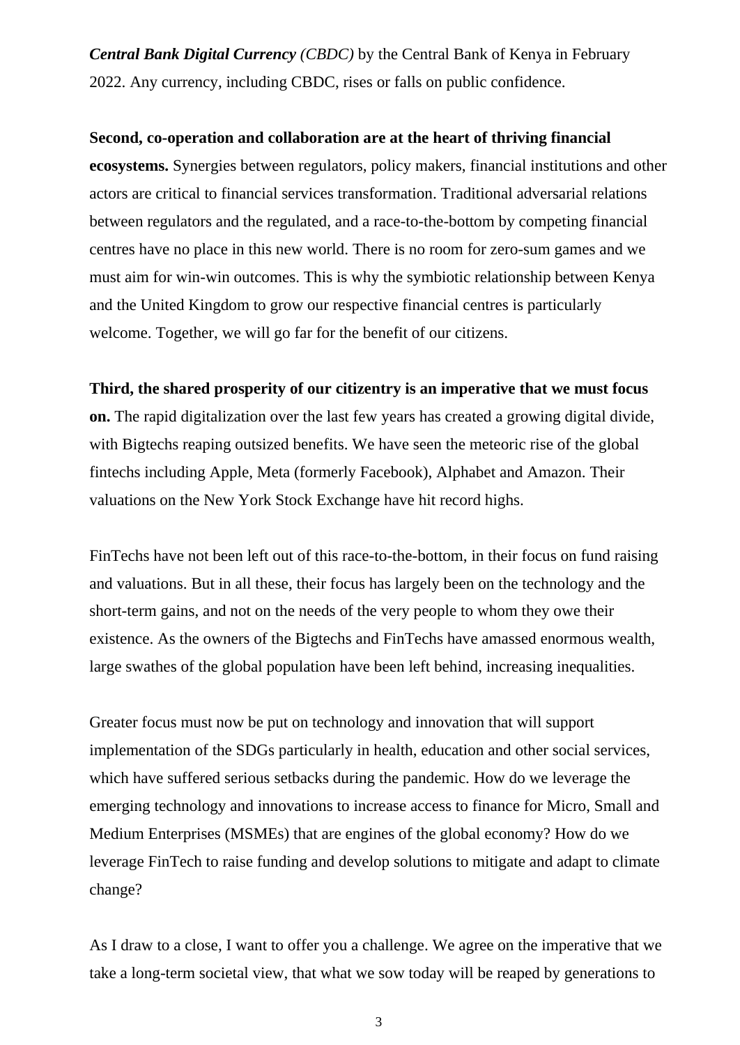***Central Bank Digital Currency*** *(CBDC)* by the Central Bank of Kenya in February 2022. Any currency, including CBDC, rises or falls on public confidence.

**Second, co-operation and collaboration are at the heart of thriving financial ecosystems.** Synergies between regulators, policy makers, financial institutions and other actors are critical to financial services transformation. Traditional adversarial relations between regulators and the regulated, and a race-to-the-bottom by competing financial centres have no place in this new world. There is no room for zero-sum games and we must aim for win-win outcomes. This is why the symbiotic relationship between Kenya and the United Kingdom to grow our respective financial centres is particularly welcome. Together, we will go far for the benefit of our citizens.

**Third, the shared prosperity of our citizentry is an imperative that we must focus on.** The rapid digitalization over the last few years has created a growing digital divide, with Bigtechs reaping outsized benefits. We have seen the meteoric rise of the global fintechs including Apple, Meta (formerly Facebook), Alphabet and Amazon. Their valuations on the New York Stock Exchange have hit record highs.

FinTechs have not been left out of this race-to-the-bottom, in their focus on fund raising and valuations. But in all these, their focus has largely been on the technology and the short-term gains, and not on the needs of the very people to whom they owe their existence. As the owners of the Bigtechs and FinTechs have amassed enormous wealth, large swathes of the global population have been left behind, increasing inequalities.

Greater focus must now be put on technology and innovation that will support implementation of the SDGs particularly in health, education and other social services, which have suffered serious setbacks during the pandemic. How do we leverage the emerging technology and innovations to increase access to finance for Micro, Small and Medium Enterprises (MSMEs) that are engines of the global economy? How do we leverage FinTech to raise funding and develop solutions to mitigate and adapt to climate change?

As I draw to a close, I want to offer you a challenge. We agree on the imperative that we take a long-term societal view, that what we sow today will be reaped by generations to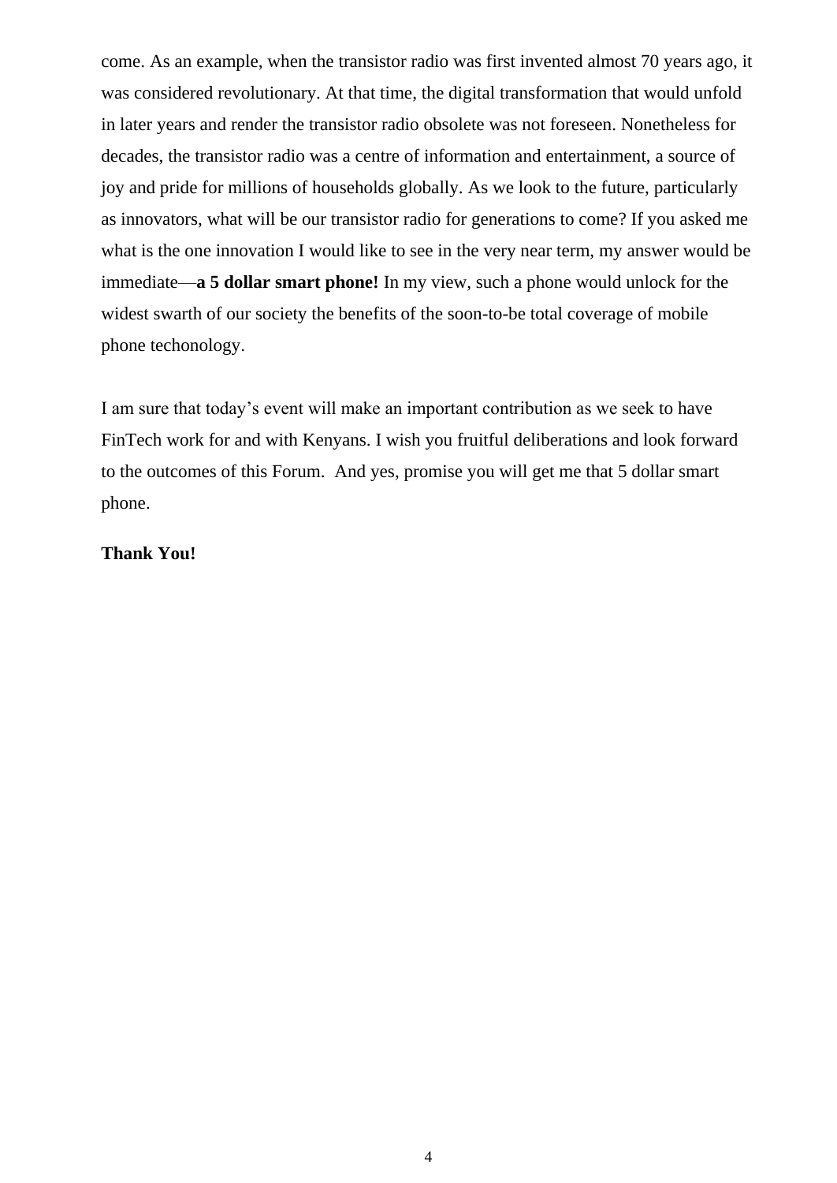come. As an example, when the transistor radio was first invented almost 70 years ago, it was considered revolutionary. At that time, the digital transformation that would unfold in later years and render the transistor radio obsolete was not foreseen. Nonetheless for decades, the transistor radio was a centre of information and entertainment, a source of joy and pride for millions of households globally. As we look to the future, particularly as innovators, what will be our transistor radio for generations to come? If you asked me what is the one innovation I would like to see in the very near term, my answer would be immediate—**a 5 dollar smart phone!** In my view, such a phone would unlock for the widest swarth of our society the benefits of the soon-to-be total coverage of mobile phone techonology.

I am sure that today's event will make an important contribution as we seek to have FinTech work for and with Kenyans. I wish you fruitful deliberations and look forward to the outcomes of this Forum. And yes, promise you will get me that 5 dollar smart phone.

**Thank You!**